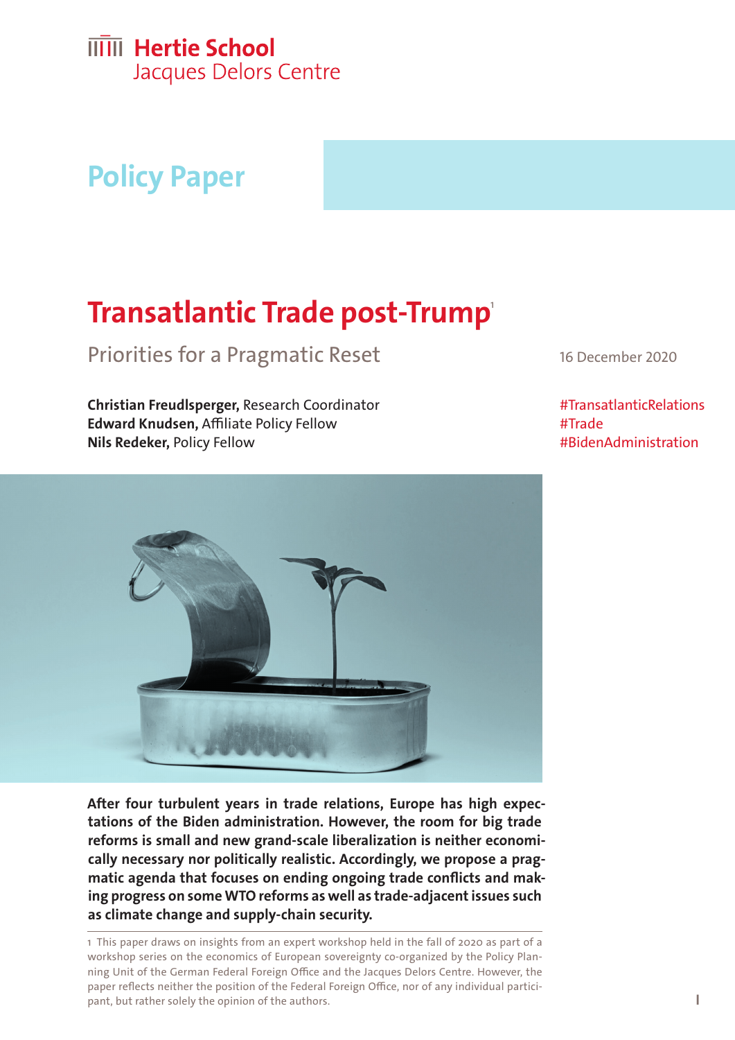Hertie School
Jacques Delors Centre

Policy Paper

# Transatlantic Trade post-Trump[1]

## Priorities for a Pragmatic Reset

16 December 2020

**Christian Freudlsperger,** Research Coordinator
**Edward Knudsen,** Affiliate Policy Fellow
**Nils Redeker,** Policy Fellow

#TransatlanticRelations
#Trade
#BidenAdministration

**After four turbulent years in trade relations, Europe has high expectations of the Biden administration. However, the room for big trade reforms is small and new grand-scale liberalization is neither economically necessary nor politically realistic. Accordingly, we propose a pragmatic agenda that focuses on ending ongoing trade conflicts and making progress on some WTO reforms as well as trade-adjacent issues such as climate change and supply-chain security.**

1 This paper draws on insights from an expert workshop held in the fall of 2020 as part of a workshop series on the economics of European sovereignty co-organized by the Policy Planning Unit of the German Federal Foreign Office and the Jacques Delors Centre. However, the paper reflects neither the position of the Federal Foreign Office, nor of any individual participant, but rather solely the opinion of the authors.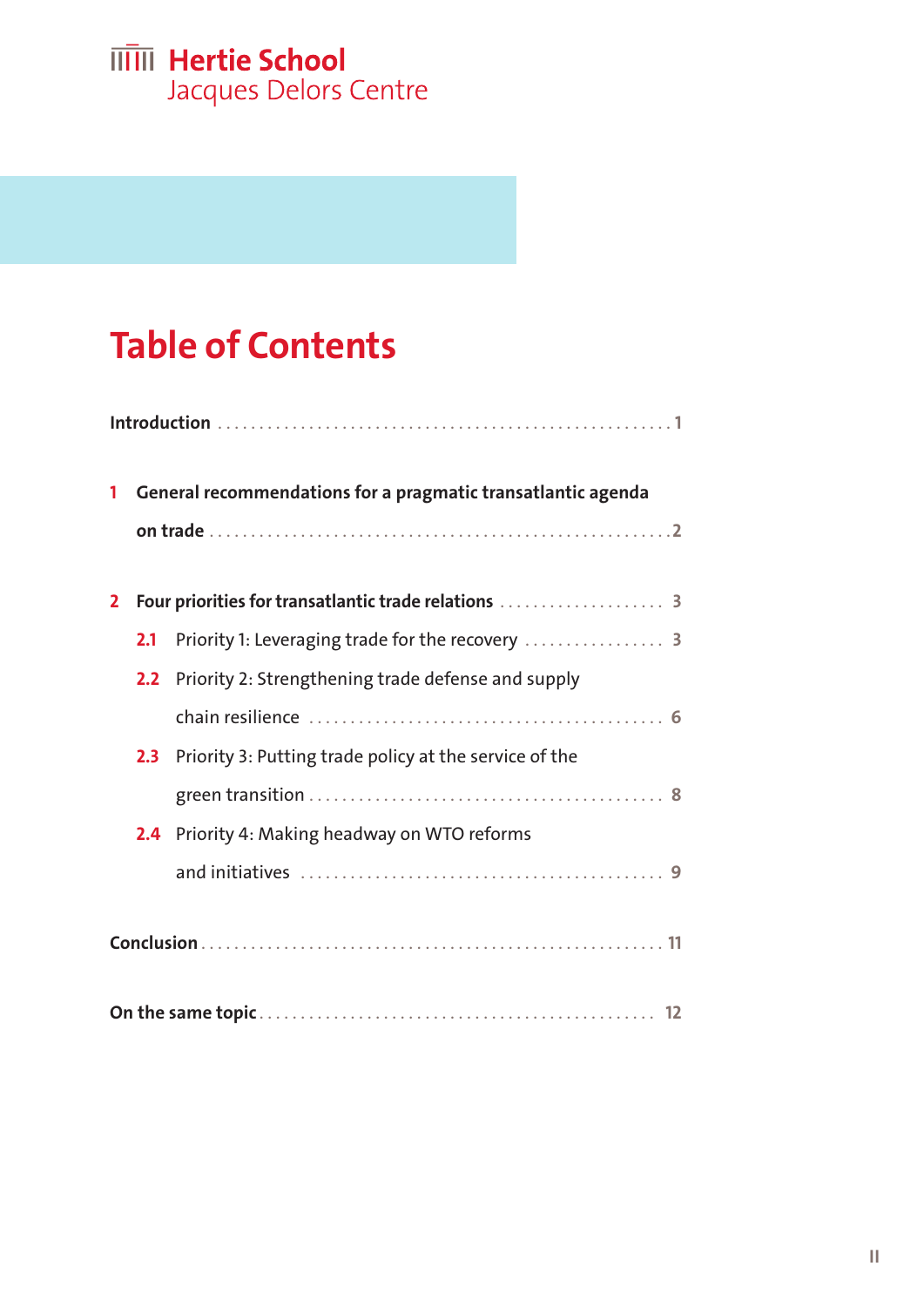Hertie School
Jacques Delors Centre

# Table of Contents

**Introduction** . . . . . . . . . . 1

**1 General recommendations for a pragmatic transatlantic agenda on trade** . . . . . . . . . . 2

**2 Four priorities for transatlantic trade relations** . . . . . . . . . . 3

- **2.1** Priority 1: Leveraging trade for the recovery . . . . . . . . . . 3
- **2.2** Priority 2: Strengthening trade defense and supply chain resilience . . . . . . . . . . 6
- **2.3** Priority 3: Putting trade policy at the service of the green transition . . . . . . . . . . 8
- **2.4** Priority 4: Making headway on WTO reforms and initiatives . . . . . . . . . . 9

**Conclusion** . . . . . . . . . . 11

**On the same topic** . . . . . . . . . . 12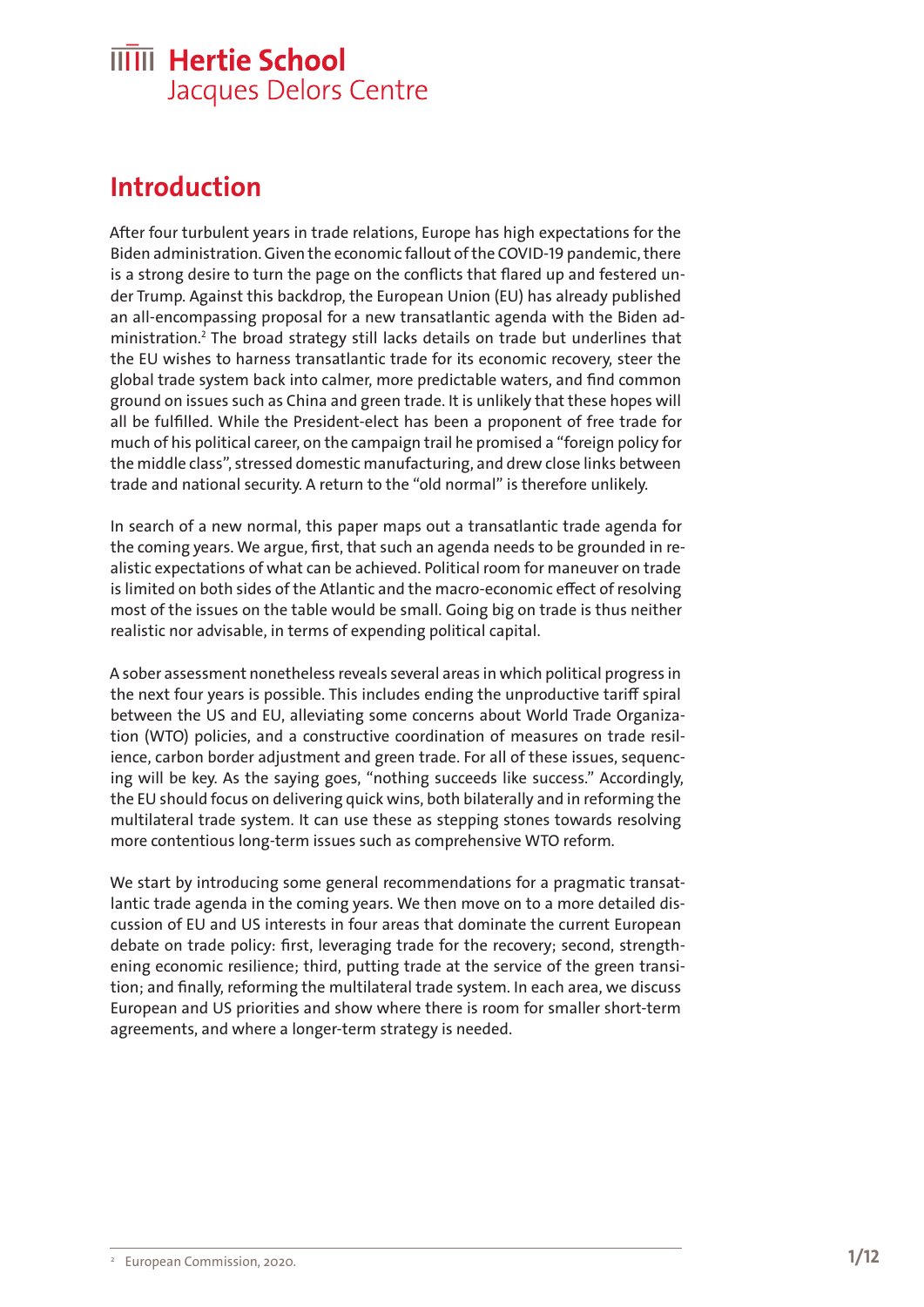# Introduction

After four turbulent years in trade relations, Europe has high expectations for the Biden administration. Given the economic fallout of the COVID-19 pandemic, there is a strong desire to turn the page on the conflicts that flared up and festered under Trump. Against this backdrop, the European Union (EU) has already published an all-encompassing proposal for a new transatlantic agenda with the Biden administration.[2] The broad strategy still lacks details on trade but underlines that the EU wishes to harness transatlantic trade for its economic recovery, steer the global trade system back into calmer, more predictable waters, and find common ground on issues such as China and green trade. It is unlikely that these hopes will all be fulfilled. While the President-elect has been a proponent of free trade for much of his political career, on the campaign trail he promised a "foreign policy for the middle class", stressed domestic manufacturing, and drew close links between trade and national security. A return to the "old normal" is therefore unlikely.

In search of a new normal, this paper maps out a transatlantic trade agenda for the coming years. We argue, first, that such an agenda needs to be grounded in realistic expectations of what can be achieved. Political room for maneuver on trade is limited on both sides of the Atlantic and the macro-economic effect of resolving most of the issues on the table would be small. Going big on trade is thus neither realistic nor advisable, in terms of expending political capital.

A sober assessment nonetheless reveals several areas in which political progress in the next four years is possible. This includes ending the unproductive tariff spiral between the US and EU, alleviating some concerns about World Trade Organization (WTO) policies, and a constructive coordination of measures on trade resilience, carbon border adjustment and green trade. For all of these issues, sequencing will be key. As the saying goes, "nothing succeeds like success." Accordingly, the EU should focus on delivering quick wins, both bilaterally and in reforming the multilateral trade system. It can use these as stepping stones towards resolving more contentious long-term issues such as comprehensive WTO reform.

We start by introducing some general recommendations for a pragmatic transatlantic trade agenda in the coming years. We then move on to a more detailed discussion of EU and US interests in four areas that dominate the current European debate on trade policy: first, leveraging trade for the recovery; second, strengthening economic resilience; third, putting trade at the service of the green transition; and finally, reforming the multilateral trade system. In each area, we discuss European and US priorities and show where there is room for smaller short-term agreements, and where a longer-term strategy is needed.

[2] European Commission, 2020.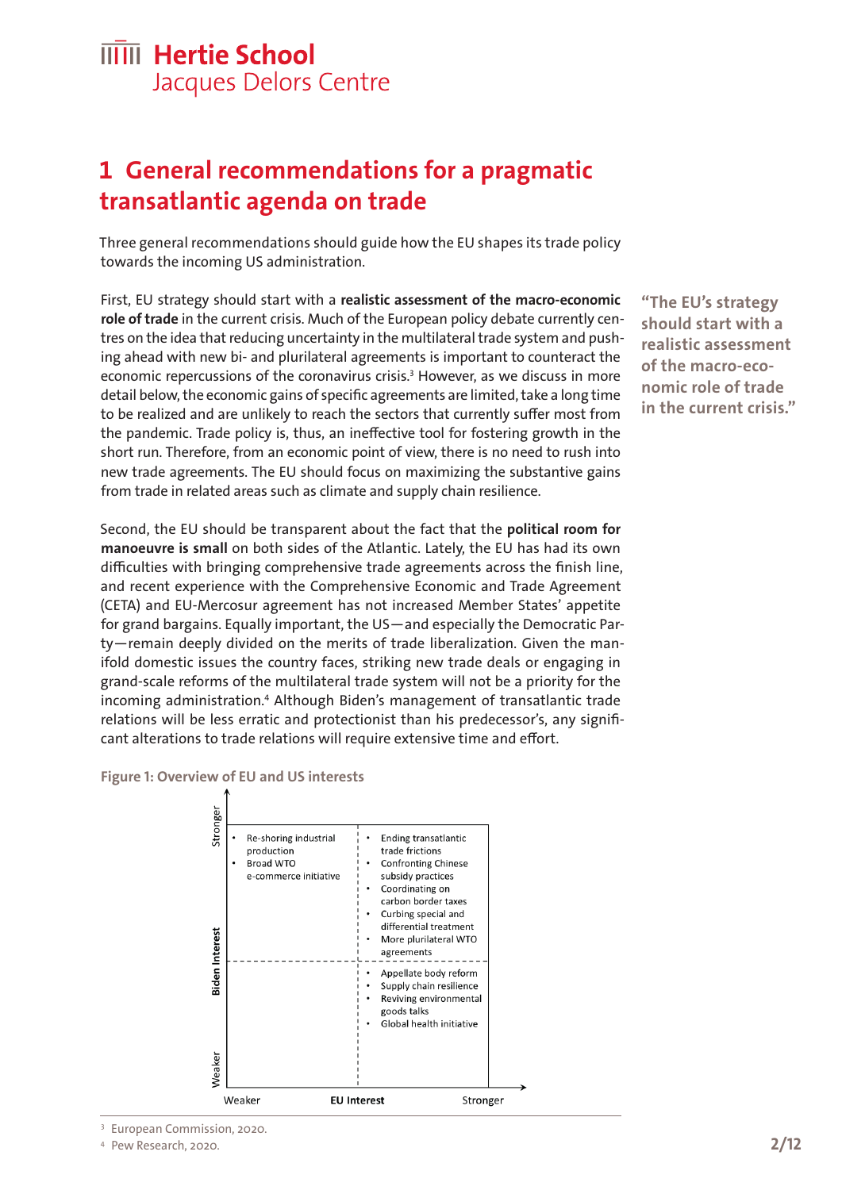# 1 General recommendations for a pragmatic transatlantic agenda on trade

Three general recommendations should guide how the EU shapes its trade policy towards the incoming US administration.

First, EU strategy should start with a **realistic assessment of the macro-economic role of trade** in the current crisis. Much of the European policy debate currently centres on the idea that reducing uncertainty in the multilateral trade system and pushing ahead with new bi- and plurilateral agreements is important to counteract the economic repercussions of the coronavirus crisis.[3] However, as we discuss in more detail below, the economic gains of specific agreements are limited, take a long time to be realized and are unlikely to reach the sectors that currently suffer most from the pandemic. Trade policy is, thus, an ineffective tool for fostering growth in the short run. Therefore, from an economic point of view, there is no need to rush into new trade agreements. The EU should focus on maximizing the substantive gains from trade in related areas such as climate and supply chain resilience.

> "The EU's strategy should start with a realistic assessment of the macro-economic role of trade in the current crisis."

Second, the EU should be transparent about the fact that the **political room for manoeuvre is small** on both sides of the Atlantic. Lately, the EU has had its own difficulties with bringing comprehensive trade agreements across the finish line, and recent experience with the Comprehensive Economic and Trade Agreement (CETA) and EU-Mercosur agreement has not increased Member States' appetite for grand bargains. Equally important, the US—and especially the Democratic Party—remain deeply divided on the merits of trade liberalization. Given the manifold domestic issues the country faces, striking new trade deals or engaging in grand-scale reforms of the multilateral trade system will not be a priority for the incoming administration.[4] Although Biden's management of transatlantic trade relations will be less erratic and protectionist than his predecessor's, any significant alterations to trade relations will require extensive time and effort.

**Figure 1: Overview of EU and US interests**

| Biden Interest \ EU Interest | Weaker | Stronger |
| --- | --- | --- |
| Stronger | • Re-shoring industrial production<br>• Broad WTO e-commerce initiative | • Ending transatlantic trade frictions<br>• Confronting Chinese subsidy practices<br>• Coordinating on carbon border taxes<br>• Curbing special and differential treatment<br>• More plurilateral WTO agreements |
| Weaker | | • Appellate body reform<br>• Supply chain resilience<br>• Reviving environmental goods talks<br>• Global health initiative |

[3] European Commission, 2020.

[4] Pew Research, 2020.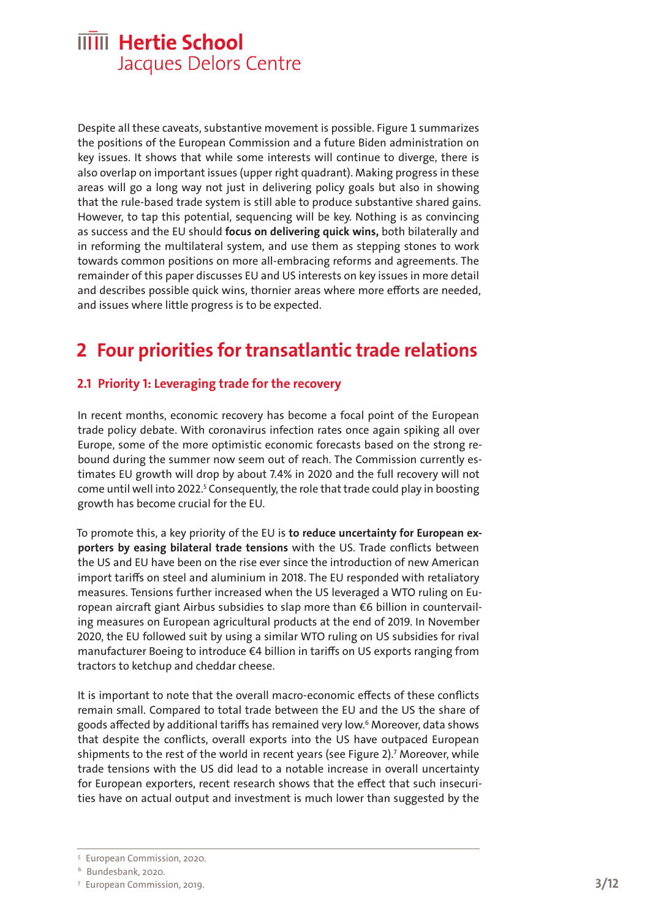Despite all these caveats, substantive movement is possible. Figure 1 summarizes the positions of the European Commission and a future Biden administration on key issues. It shows that while some interests will continue to diverge, there is also overlap on important issues (upper right quadrant). Making progress in these areas will go a long way not just in delivering policy goals but also in showing that the rule-based trade system is still able to produce substantive shared gains. However, to tap this potential, sequencing will be key. Nothing is as convincing as success and the EU should **focus on delivering quick wins,** both bilaterally and in reforming the multilateral system, and use them as stepping stones to work towards common positions on more all-embracing reforms and agreements. The remainder of this paper discusses EU and US interests on key issues in more detail and describes possible quick wins, thornier areas where more efforts are needed, and issues where little progress is to be expected.

## 2 Four priorities for transatlantic trade relations

### 2.1 Priority 1: Leveraging trade for the recovery

In recent months, economic recovery has become a focal point of the European trade policy debate. With coronavirus infection rates once again spiking all over Europe, some of the more optimistic economic forecasts based on the strong rebound during the summer now seem out of reach. The Commission currently estimates EU growth will drop by about 7.4% in 2020 and the full recovery will not come until well into 2022.[5] Consequently, the role that trade could play in boosting growth has become crucial for the EU.

To promote this, a key priority of the EU is **to reduce uncertainty for European exporters by easing bilateral trade tensions** with the US. Trade conflicts between the US and EU have been on the rise ever since the introduction of new American import tariffs on steel and aluminium in 2018. The EU responded with retaliatory measures. Tensions further increased when the US leveraged a WTO ruling on European aircraft giant Airbus subsidies to slap more than €6 billion in countervailing measures on European agricultural products at the end of 2019. In November 2020, the EU followed suit by using a similar WTO ruling on US subsidies for rival manufacturer Boeing to introduce €4 billion in tariffs on US exports ranging from tractors to ketchup and cheddar cheese.

It is important to note that the overall macro-economic effects of these conflicts remain small. Compared to total trade between the EU and the US the share of goods affected by additional tariffs has remained very low.[6] Moreover, data shows that despite the conflicts, overall exports into the US have outpaced European shipments to the rest of the world in recent years (see Figure 2).[7] Moreover, while trade tensions with the US did lead to a notable increase in overall uncertainty for European exporters, recent research shows that the effect that such insecurities have on actual output and investment is much lower than suggested by the

---

[5] European Commission, 2020.

[6] Bundesbank, 2020.

[7] European Commission, 2019.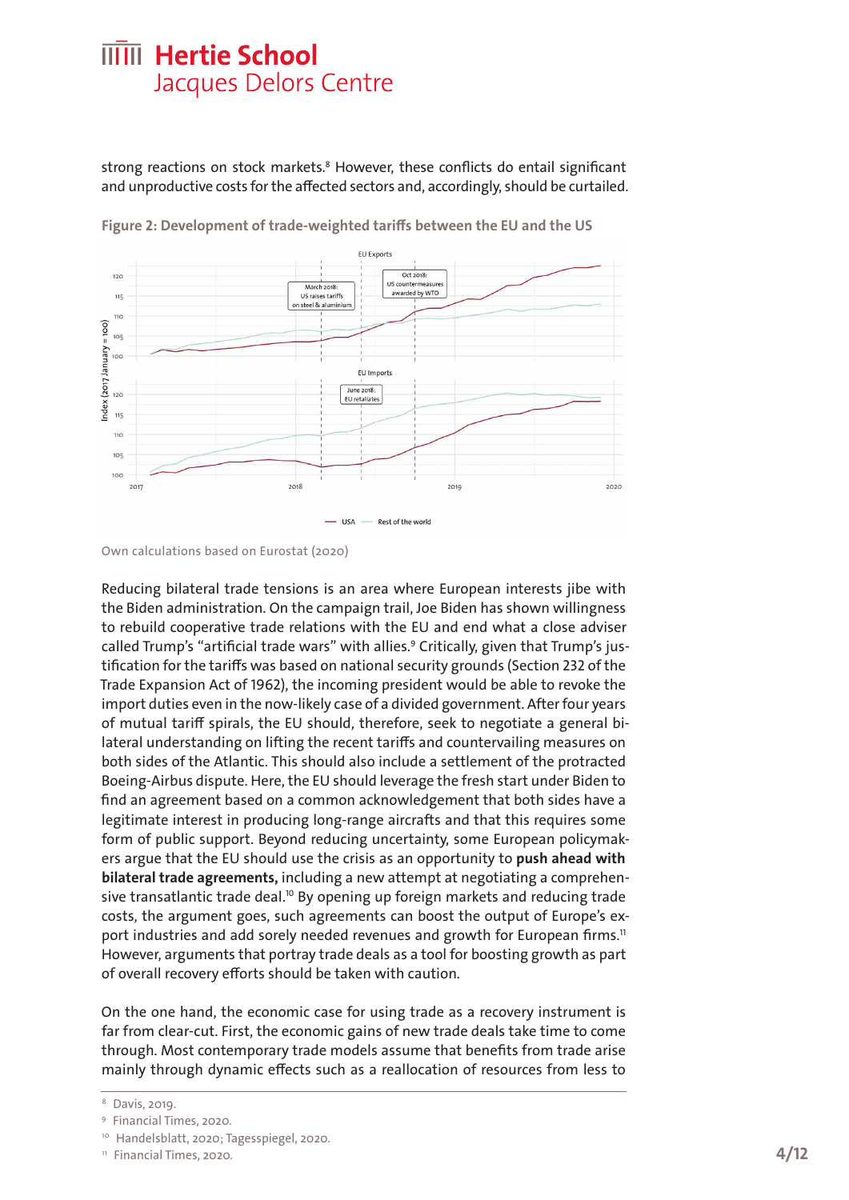strong reactions on stock markets.[8] However, these conflicts do entail significant and unproductive costs for the affected sectors and, accordingly, should be curtailed.

**Figure 2: Development of trade-weighted tariffs between the EU and the US**

Own calculations based on Eurostat (2020)

Reducing bilateral trade tensions is an area where European interests jibe with the Biden administration. On the campaign trail, Joe Biden has shown willingness to rebuild cooperative trade relations with the EU and end what a close adviser called Trump's "artificial trade wars" with allies.[9] Critically, given that Trump's justification for the tariffs was based on national security grounds (Section 232 of the Trade Expansion Act of 1962), the incoming president would be able to revoke the import duties even in the now-likely case of a divided government. After four years of mutual tariff spirals, the EU should, therefore, seek to negotiate a general bilateral understanding on lifting the recent tariffs and countervailing measures on both sides of the Atlantic. This should also include a settlement of the protracted Boeing-Airbus dispute. Here, the EU should leverage the fresh start under Biden to find an agreement based on a common acknowledgement that both sides have a legitimate interest in producing long-range aircrafts and that this requires some form of public support. Beyond reducing uncertainty, some European policymakers argue that the EU should use the crisis as an opportunity to **push ahead with bilateral trade agreements,** including a new attempt at negotiating a comprehensive transatlantic trade deal.[10] By opening up foreign markets and reducing trade costs, the argument goes, such agreements can boost the output of Europe's export industries and add sorely needed revenues and growth for European firms.[11] However, arguments that portray trade deals as a tool for boosting growth as part of overall recovery efforts should be taken with caution.

On the one hand, the economic case for using trade as a recovery instrument is far from clear-cut. First, the economic gains of new trade deals take time to come through. Most contemporary trade models assume that benefits from trade arise mainly through dynamic effects such as a reallocation of resources from less to

---

[8] Davis, 2019.

[9] Financial Times, 2020.

[10] Handelsblatt, 2020; Tagesspiegel, 2020.

[11] Financial Times, 2020.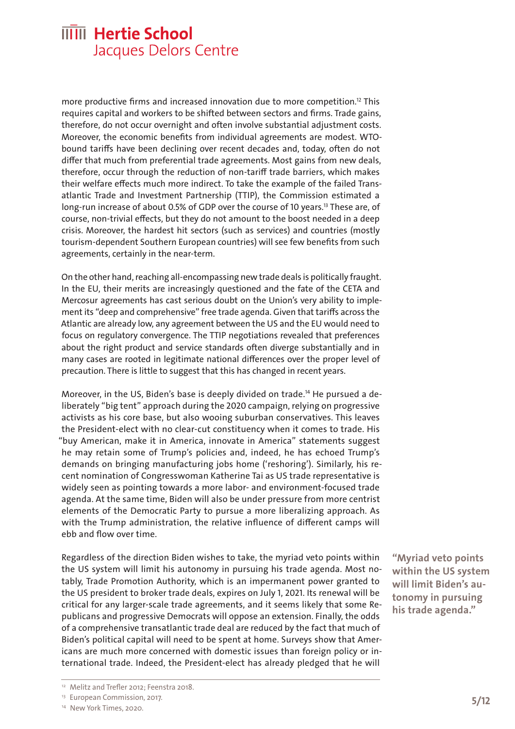more productive firms and increased innovation due to more competition.[12] This requires capital and workers to be shifted between sectors and firms. Trade gains, therefore, do not occur overnight and often involve substantial adjustment costs. Moreover, the economic benefits from individual agreements are modest. WTO-bound tariffs have been declining over recent decades and, today, often do not differ that much from preferential trade agreements. Most gains from new deals, therefore, occur through the reduction of non-tariff trade barriers, which makes their welfare effects much more indirect. To take the example of the failed Transatlantic Trade and Investment Partnership (TTIP), the Commission estimated a long-run increase of about 0.5% of GDP over the course of 10 years.[13] These are, of course, non-trivial effects, but they do not amount to the boost needed in a deep crisis. Moreover, the hardest hit sectors (such as services) and countries (mostly tourism-dependent Southern European countries) will see few benefits from such agreements, certainly in the near-term.

On the other hand, reaching all-encompassing new trade deals is politically fraught. In the EU, their merits are increasingly questioned and the fate of the CETA and Mercosur agreements has cast serious doubt on the Union's very ability to implement its "deep and comprehensive" free trade agenda. Given that tariffs across the Atlantic are already low, any agreement between the US and the EU would need to focus on regulatory convergence. The TTIP negotiations revealed that preferences about the right product and service standards often diverge substantially and in many cases are rooted in legitimate national differences over the proper level of precaution. There is little to suggest that this has changed in recent years.

Moreover, in the US, Biden's base is deeply divided on trade.[14] He pursued a deliberately "big tent" approach during the 2020 campaign, relying on progressive activists as his core base, but also wooing suburban conservatives. This leaves the President-elect with no clear-cut constituency when it comes to trade. His "buy American, make it in America, innovate in America" statements suggest he may retain some of Trump's policies and, indeed, he has echoed Trump's demands on bringing manufacturing jobs home ('reshoring'). Similarly, his recent nomination of Congresswoman Katherine Tai as US trade representative is widely seen as pointing towards a more labor- and environment-focused trade agenda. At the same time, Biden will also be under pressure from more centrist elements of the Democratic Party to pursue a more liberalizing approach. As with the Trump administration, the relative influence of different camps will ebb and flow over time.

Regardless of the direction Biden wishes to take, the myriad veto points within the US system will limit his autonomy in pursuing his trade agenda. Most notably, Trade Promotion Authority, which is an impermanent power granted to the US president to broker trade deals, expires on July 1, 2021. Its renewal will be critical for any larger-scale trade agreements, and it seems likely that some Republicans and progressive Democrats will oppose an extension. Finally, the odds of a comprehensive transatlantic trade deal are reduced by the fact that much of Biden's political capital will need to be spent at home. Surveys show that Americans are much more concerned with domestic issues than foreign policy or international trade. Indeed, the President-elect has already pledged that he will

**"Myriad veto points within the US system will limit Biden's autonomy in pursuing his trade agenda."**

[12] Melitz and Trefler 2012; Feenstra 2018.

[13] European Commission, 2017.

[14] New York Times, 2020.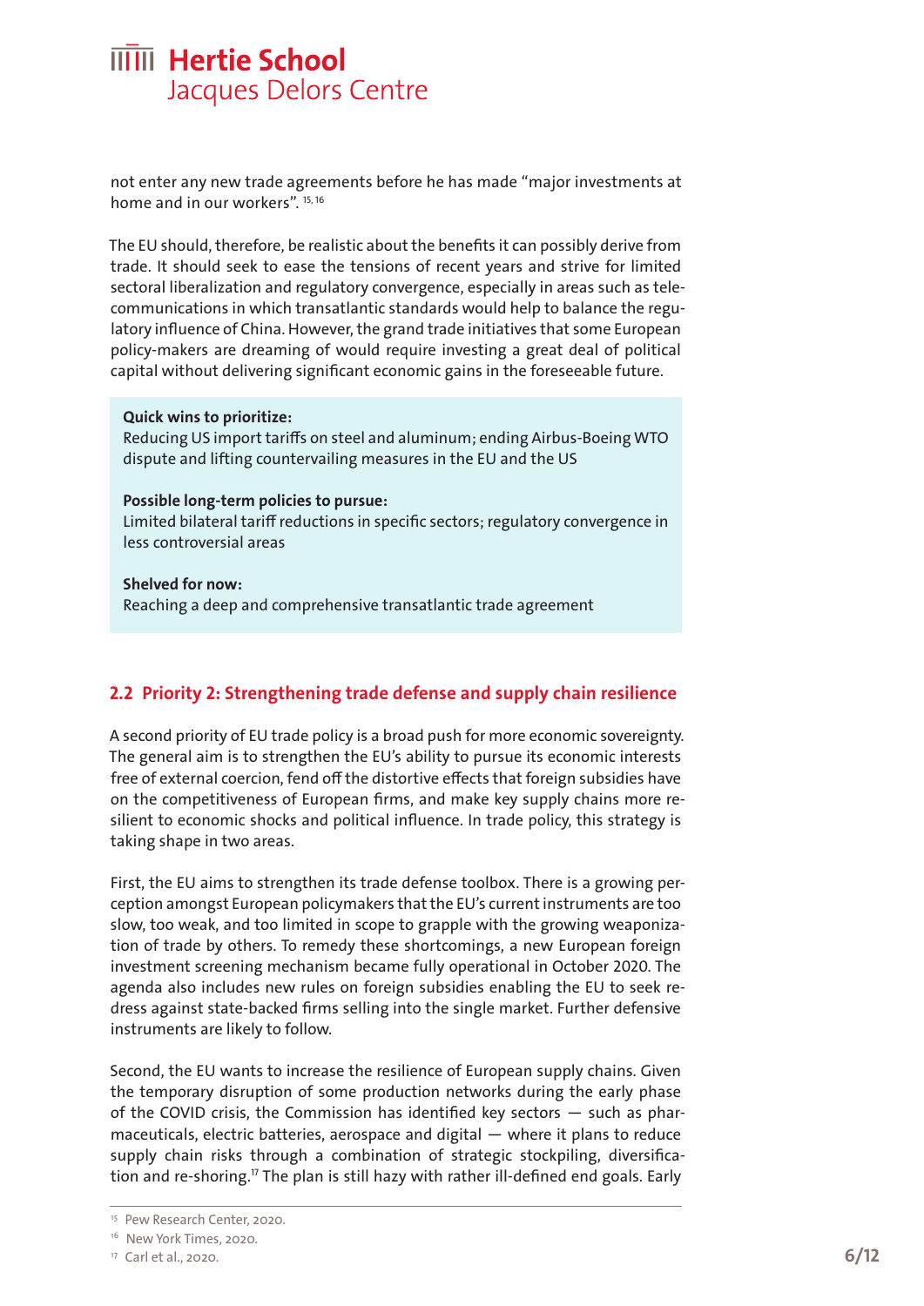not enter any new trade agreements before he has made “major investments at home and in our workers”. [15, 16]

The EU should, therefore, be realistic about the benefits it can possibly derive from trade. It should seek to ease the tensions of recent years and strive for limited sectoral liberalization and regulatory convergence, especially in areas such as telecommunications in which transatlantic standards would help to balance the regulatory influence of China. However, the grand trade initiatives that some European policy-makers are dreaming of would require investing a great deal of political capital without delivering significant economic gains in the foreseeable future.

**Quick wins to prioritize:**
Reducing US import tariffs on steel and aluminum; ending Airbus-Boeing WTO dispute and lifting countervailing measures in the EU and the US

**Possible long-term policies to pursue:**
Limited bilateral tariff reductions in specific sectors; regulatory convergence in less controversial areas

**Shelved for now:**
Reaching a deep and comprehensive transatlantic trade agreement

## 2.2 Priority 2: Strengthening trade defense and supply chain resilience

A second priority of EU trade policy is a broad push for more economic sovereignty. The general aim is to strengthen the EU’s ability to pursue its economic interests free of external coercion, fend off the distortive effects that foreign subsidies have on the competitiveness of European firms, and make key supply chains more resilient to economic shocks and political influence. In trade policy, this strategy is taking shape in two areas.

First, the EU aims to strengthen its trade defense toolbox. There is a growing perception amongst European policymakers that the EU’s current instruments are too slow, too weak, and too limited in scope to grapple with the growing weaponization of trade by others. To remedy these shortcomings, a new European foreign investment screening mechanism became fully operational in October 2020. The agenda also includes new rules on foreign subsidies enabling the EU to seek redress against state-backed firms selling into the single market. Further defensive instruments are likely to follow.

Second, the EU wants to increase the resilience of European supply chains. Given the temporary disruption of some production networks during the early phase of the COVID crisis, the Commission has identified key sectors — such as pharmaceuticals, electric batteries, aerospace and digital — where it plans to reduce supply chain risks through a combination of strategic stockpiling, diversification and re-shoring.[17] The plan is still hazy with rather ill-defined end goals. Early

[15] Pew Research Center, 2020.
[16] New York Times, 2020.
[17] Carl et al., 2020.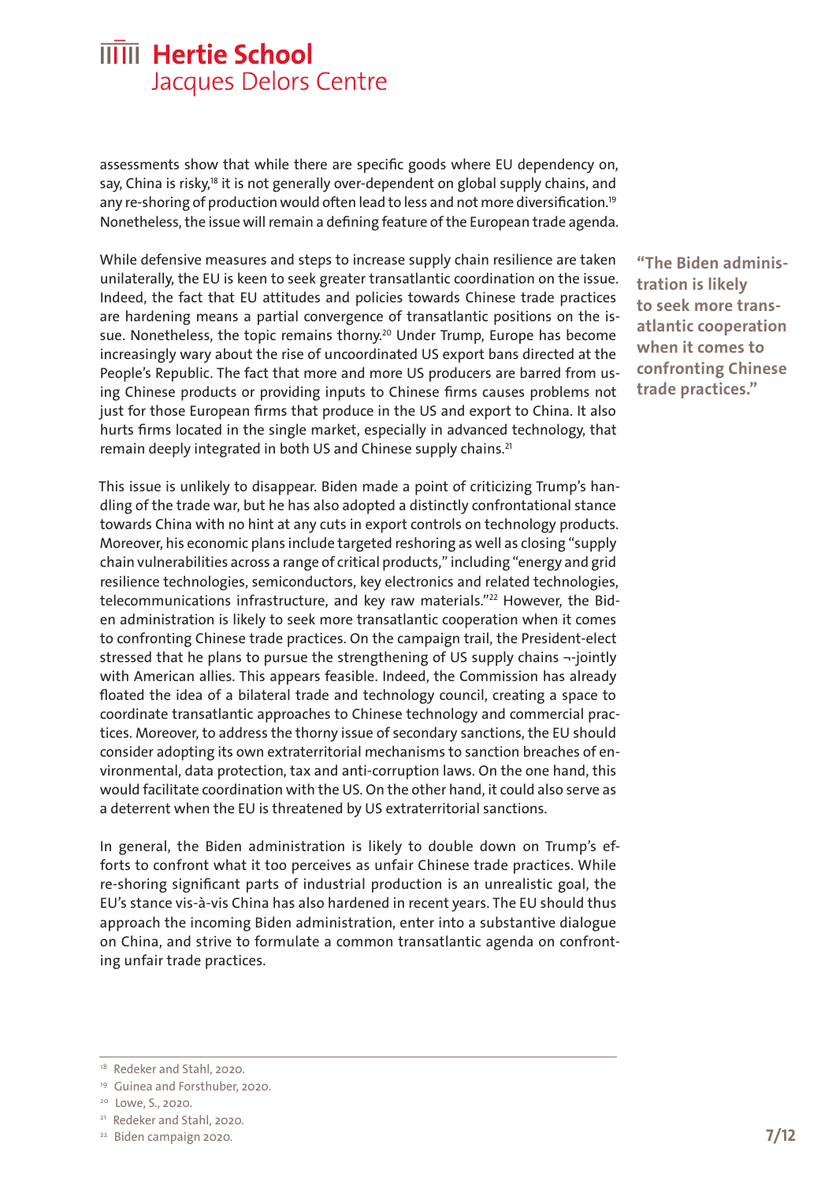assessments show that while there are specific goods where EU dependency on, say, China is risky,[18] it is not generally over-dependent on global supply chains, and any re-shoring of production would often lead to less and not more diversification.[19] Nonetheless, the issue will remain a defining feature of the European trade agenda.

While defensive measures and steps to increase supply chain resilience are taken unilaterally, the EU is keen to seek greater transatlantic coordination on the issue. Indeed, the fact that EU attitudes and policies towards Chinese trade practices are hardening means a partial convergence of transatlantic positions on the issue. Nonetheless, the topic remains thorny.[20] Under Trump, Europe has become increasingly wary about the rise of uncoordinated US export bans directed at the People's Republic. The fact that more and more US producers are barred from using Chinese products or providing inputs to Chinese firms causes problems not just for those European firms that produce in the US and export to China. It also hurts firms located in the single market, especially in advanced technology, that remain deeply integrated in both US and Chinese supply chains.[21]

> **"The Biden administration is likely to seek more transatlantic cooperation when it comes to confronting Chinese trade practices."**

This issue is unlikely to disappear. Biden made a point of criticizing Trump's handling of the trade war, but he has also adopted a distinctly confrontational stance towards China with no hint at any cuts in export controls on technology products. Moreover, his economic plans include targeted reshoring as well as closing "supply chain vulnerabilities across a range of critical products," including "energy and grid resilience technologies, semiconductors, key electronics and related technologies, telecommunications infrastructure, and key raw materials."[22] However, the Biden administration is likely to seek more transatlantic cooperation when it comes to confronting Chinese trade practices. On the campaign trail, the President-elect stressed that he plans to pursue the strengthening of US supply chains ¬-jointly with American allies. This appears feasible. Indeed, the Commission has already floated the idea of a bilateral trade and technology council, creating a space to coordinate transatlantic approaches to Chinese technology and commercial practices. Moreover, to address the thorny issue of secondary sanctions, the EU should consider adopting its own extraterritorial mechanisms to sanction breaches of environmental, data protection, tax and anti-corruption laws. On the one hand, this would facilitate coordination with the US. On the other hand, it could also serve as a deterrent when the EU is threatened by US extraterritorial sanctions.

In general, the Biden administration is likely to double down on Trump's efforts to confront what it too perceives as unfair Chinese trade practices. While re-shoring significant parts of industrial production is an unrealistic goal, the EU's stance vis-à-vis China has also hardened in recent years. The EU should thus approach the incoming Biden administration, enter into a substantive dialogue on China, and strive to formulate a common transatlantic agenda on confronting unfair trade practices.

---

[18] Redeker and Stahl, 2020.
[19] Guinea and Forsthuber, 2020.
[20] Lowe, S., 2020.
[21] Redeker and Stahl, 2020.
[22] Biden campaign 2020.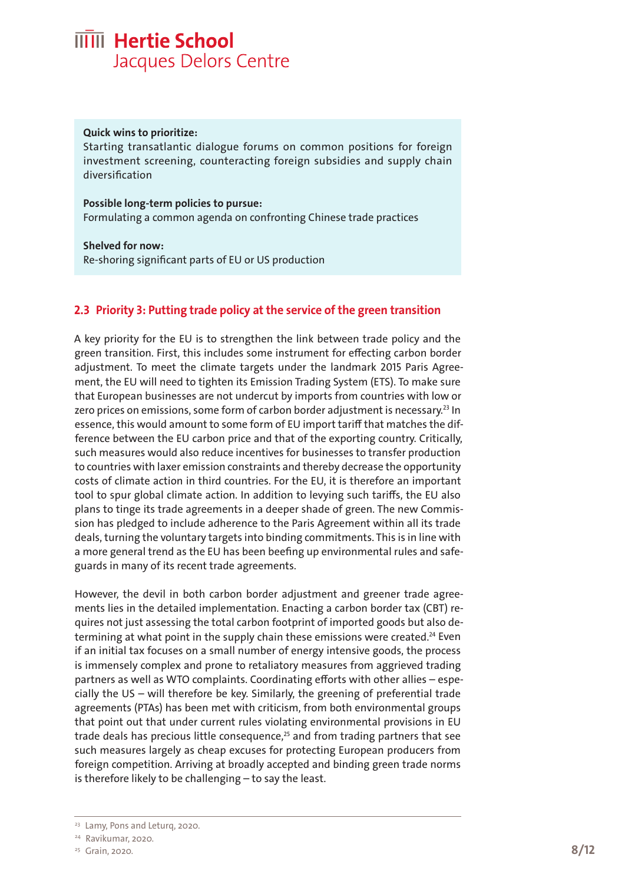**Quick wins to prioritize:**
Starting transatlantic dialogue forums on common positions for foreign investment screening, counteracting foreign subsidies and supply chain diversification

**Possible long-term policies to pursue:**
Formulating a common agenda on confronting Chinese trade practices

**Shelved for now:**
Re-shoring significant parts of EU or US production

## 2.3 Priority 3: Putting trade policy at the service of the green transition

A key priority for the EU is to strengthen the link between trade policy and the green transition. First, this includes some instrument for effecting carbon border adjustment. To meet the climate targets under the landmark 2015 Paris Agreement, the EU will need to tighten its Emission Trading System (ETS). To make sure that European businesses are not undercut by imports from countries with low or zero prices on emissions, some form of carbon border adjustment is necessary.[23] In essence, this would amount to some form of EU import tariff that matches the difference between the EU carbon price and that of the exporting country. Critically, such measures would also reduce incentives for businesses to transfer production to countries with laxer emission constraints and thereby decrease the opportunity costs of climate action in third countries. For the EU, it is therefore an important tool to spur global climate action. In addition to levying such tariffs, the EU also plans to tinge its trade agreements in a deeper shade of green. The new Commission has pledged to include adherence to the Paris Agreement within all its trade deals, turning the voluntary targets into binding commitments. This is in line with a more general trend as the EU has been beefing up environmental rules and safeguards in many of its recent trade agreements.

However, the devil in both carbon border adjustment and greener trade agreements lies in the detailed implementation. Enacting a carbon border tax (CBT) requires not just assessing the total carbon footprint of imported goods but also determining at what point in the supply chain these emissions were created.[24] Even if an initial tax focuses on a small number of energy intensive goods, the process is immensely complex and prone to retaliatory measures from aggrieved trading partners as well as WTO complaints. Coordinating efforts with other allies – especially the US – will therefore be key. Similarly, the greening of preferential trade agreements (PTAs) has been met with criticism, from both environmental groups that point out that under current rules violating environmental provisions in EU trade deals has precious little consequence,[25] and from trading partners that see such measures largely as cheap excuses for protecting European producers from foreign competition. Arriving at broadly accepted and binding green trade norms is therefore likely to be challenging – to say the least.

---

[23] Lamy, Pons and Leturq, 2020.

[24] Ravikumar, 2020.

[25] Grain, 2020.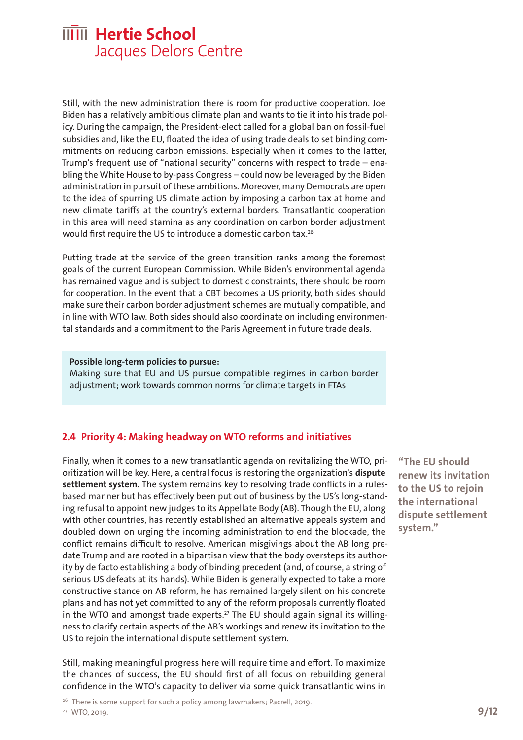Still, with the new administration there is room for productive cooperation. Joe Biden has a relatively ambitious climate plan and wants to tie it into his trade policy. During the campaign, the President-elect called for a global ban on fossil-fuel subsidies and, like the EU, floated the idea of using trade deals to set binding commitments on reducing carbon emissions. Especially when it comes to the latter, Trump's frequent use of "national security" concerns with respect to trade – enabling the White House to by-pass Congress – could now be leveraged by the Biden administration in pursuit of these ambitions. Moreover, many Democrats are open to the idea of spurring US climate action by imposing a carbon tax at home and new climate tariffs at the country's external borders. Transatlantic cooperation in this area will need stamina as any coordination on carbon border adjustment would first require the US to introduce a domestic carbon tax.[26]

Putting trade at the service of the green transition ranks among the foremost goals of the current European Commission. While Biden's environmental agenda has remained vague and is subject to domestic constraints, there should be room for cooperation. In the event that a CBT becomes a US priority, both sides should make sure their carbon border adjustment schemes are mutually compatible, and in line with WTO law. Both sides should also coordinate on including environmental standards and a commitment to the Paris Agreement in future trade deals.

> **Possible long-term policies to pursue:**
> Making sure that EU and US pursue compatible regimes in carbon border adjustment; work towards common norms for climate targets in FTAs

## 2.4 Priority 4: Making headway on WTO reforms and initiatives

Finally, when it comes to a new transatlantic agenda on revitalizing the WTO, prioritization will be key. Here, a central focus is restoring the organization's **dispute settlement system.** The system remains key to resolving trade conflicts in a rules-based manner but has effectively been put out of business by the US's long-standing refusal to appoint new judges to its Appellate Body (AB). Though the EU, along with other countries, has recently established an alternative appeals system and doubled down on urging the incoming administration to end the blockade, the conflict remains difficult to resolve. American misgivings about the AB long predate Trump and are rooted in a bipartisan view that the body oversteps its authority by de facto establishing a body of binding precedent (and, of course, a string of serious US defeats at its hands). While Biden is generally expected to take a more constructive stance on AB reform, he has remained largely silent on his concrete plans and has not yet committed to any of the reform proposals currently floated in the WTO and amongst trade experts.[27] The EU should again signal its willingness to clarify certain aspects of the AB's workings and renew its invitation to the US to rejoin the international dispute settlement system.

> **"The EU should renew its invitation to the US to rejoin the international dispute settlement system."**

Still, making meaningful progress here will require time and effort. To maximize the chances of success, the EU should first of all focus on rebuilding general confidence in the WTO's capacity to deliver via some quick transatlantic wins in

[26] There is some support for such a policy among lawmakers; Pacrell, 2019.

[27] WTO, 2019.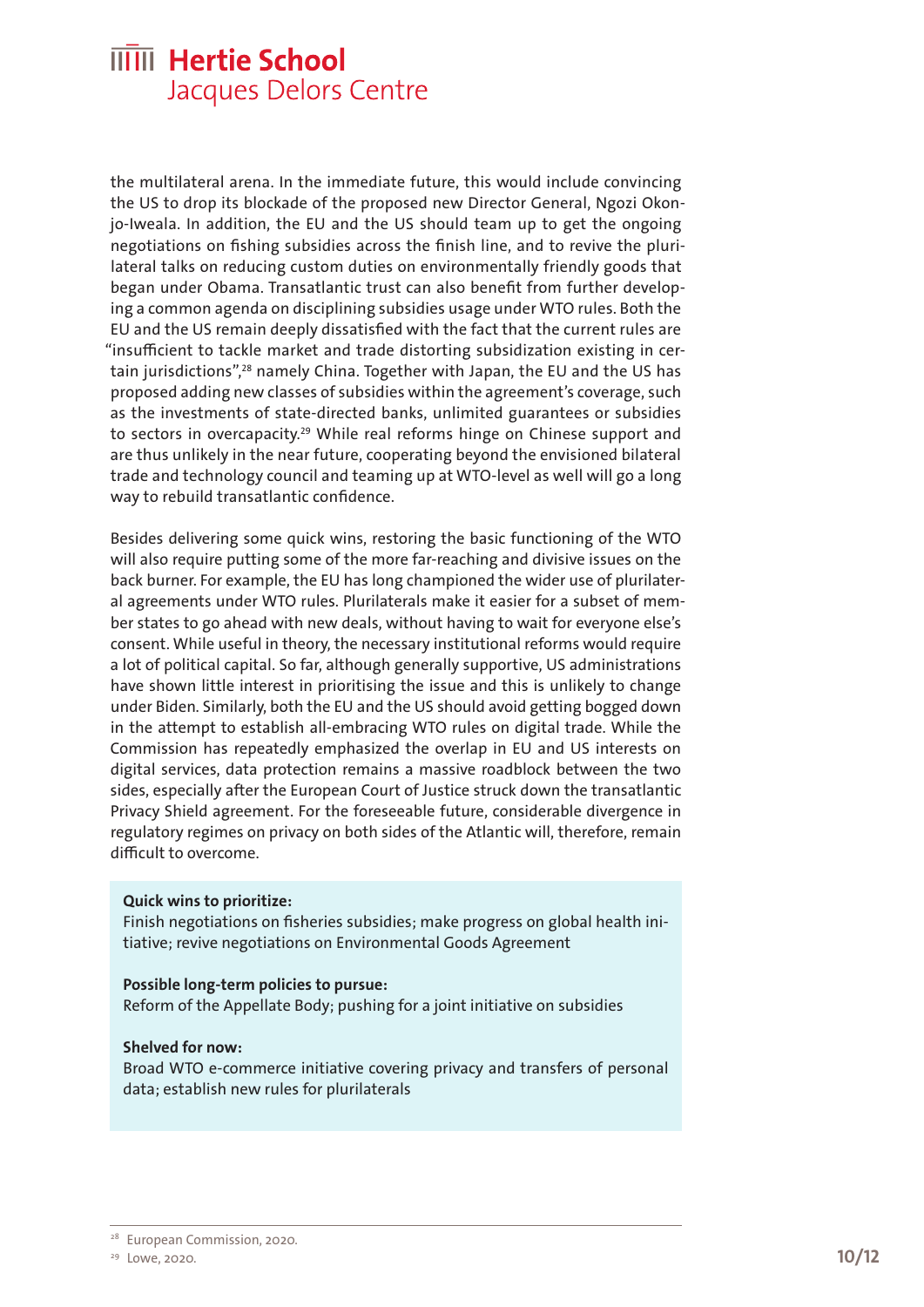the multilateral arena. In the immediate future, this would include convincing the US to drop its blockade of the proposed new Director General, Ngozi Okonjo-Iweala. In addition, the EU and the US should team up to get the ongoing negotiations on fishing subsidies across the finish line, and to revive the plurilateral talks on reducing custom duties on environmentally friendly goods that began under Obama. Transatlantic trust can also benefit from further developing a common agenda on disciplining subsidies usage under WTO rules. Both the EU and the US remain deeply dissatisfied with the fact that the current rules are "insufficient to tackle market and trade distorting subsidization existing in certain jurisdictions",[28] namely China. Together with Japan, the EU and the US has proposed adding new classes of subsidies within the agreement's coverage, such as the investments of state-directed banks, unlimited guarantees or subsidies to sectors in overcapacity.[29] While real reforms hinge on Chinese support and are thus unlikely in the near future, cooperating beyond the envisioned bilateral trade and technology council and teaming up at WTO-level as well will go a long way to rebuild transatlantic confidence.

Besides delivering some quick wins, restoring the basic functioning of the WTO will also require putting some of the more far-reaching and divisive issues on the back burner. For example, the EU has long championed the wider use of plurilateral agreements under WTO rules. Plurilaterals make it easier for a subset of member states to go ahead with new deals, without having to wait for everyone else's consent. While useful in theory, the necessary institutional reforms would require a lot of political capital. So far, although generally supportive, US administrations have shown little interest in prioritising the issue and this is unlikely to change under Biden. Similarly, both the EU and the US should avoid getting bogged down in the attempt to establish all-embracing WTO rules on digital trade. While the Commission has repeatedly emphasized the overlap in EU and US interests on digital services, data protection remains a massive roadblock between the two sides, especially after the European Court of Justice struck down the transatlantic Privacy Shield agreement. For the foreseeable future, considerable divergence in regulatory regimes on privacy on both sides of the Atlantic will, therefore, remain difficult to overcome.

**Quick wins to prioritize:**
Finish negotiations on fisheries subsidies; make progress on global health initiative; revive negotiations on Environmental Goods Agreement

**Possible long-term policies to pursue:**
Reform of the Appellate Body; pushing for a joint initiative on subsidies

**Shelved for now:**
Broad WTO e-commerce initiative covering privacy and transfers of personal data; establish new rules for plurilaterals

---

[28] European Commission, 2020.

[29] Lowe, 2020.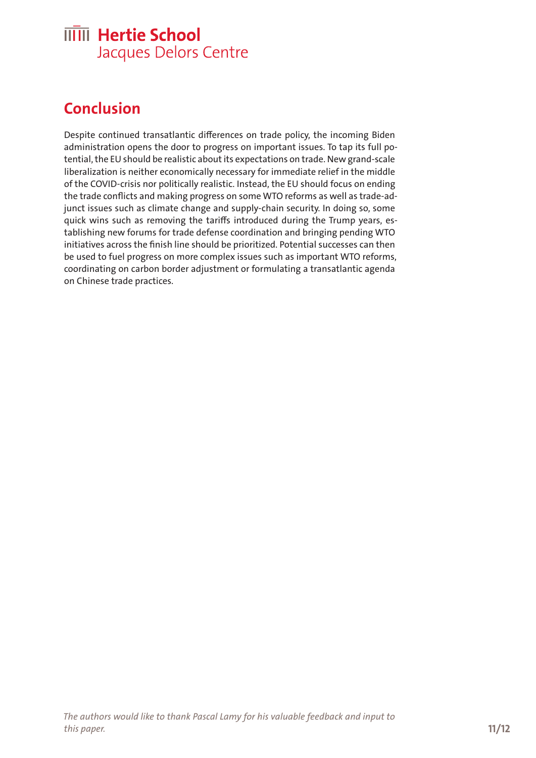## Conclusion

Despite continued transatlantic differences on trade policy, the incoming Biden administration opens the door to progress on important issues. To tap its full potential, the EU should be realistic about its expectations on trade. New grand-scale liberalization is neither economically necessary for immediate relief in the middle of the COVID-crisis nor politically realistic. Instead, the EU should focus on ending the trade conflicts and making progress on some WTO reforms as well as trade-adjunct issues such as climate change and supply-chain security. In doing so, some quick wins such as removing the tariffs introduced during the Trump years, establishing new forums for trade defense coordination and bringing pending WTO initiatives across the finish line should be prioritized. Potential successes can then be used to fuel progress on more complex issues such as important WTO reforms, coordinating on carbon border adjustment or formulating a transatlantic agenda on Chinese trade practices.

*The authors would like to thank Pascal Lamy for his valuable feedback and input to this paper.*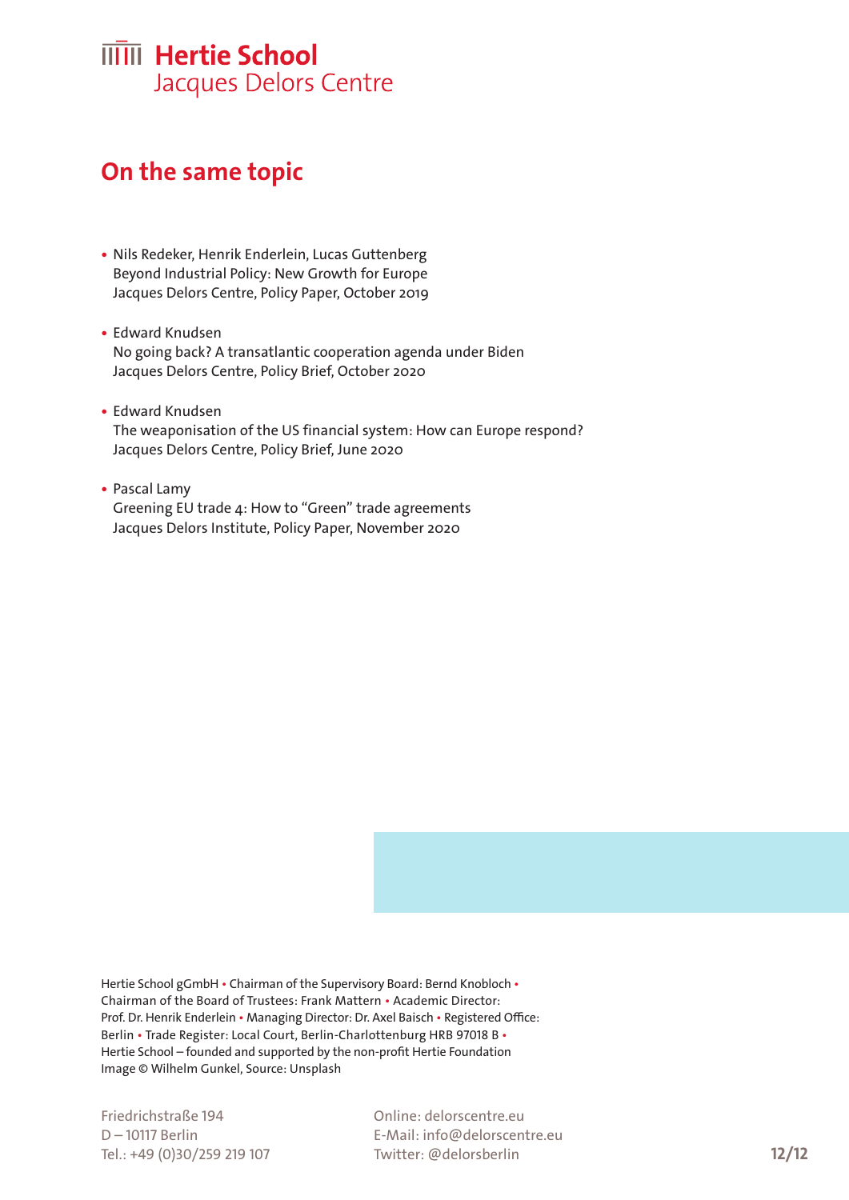Hertie School
Jacques Delors Centre

## On the same topic

- Nils Redeker, Henrik Enderlein, Lucas Guttenberg
  Beyond Industrial Policy: New Growth for Europe
  Jacques Delors Centre, Policy Paper, October 2019

- Edward Knudsen
  No going back? A transatlantic cooperation agenda under Biden
  Jacques Delors Centre, Policy Brief, October 2020

- Edward Knudsen
  The weaponisation of the US financial system: How can Europe respond?
  Jacques Delors Centre, Policy Brief, June 2020

- Pascal Lamy
  Greening EU trade 4: How to "Green" trade agreements
  Jacques Delors Institute, Policy Paper, November 2020

Hertie School gGmbH • Chairman of the Supervisory Board: Bernd Knobloch • Chairman of the Board of Trustees: Frank Mattern • Academic Director: Prof. Dr. Henrik Enderlein • Managing Director: Dr. Axel Baisch • Registered Office: Berlin • Trade Register: Local Court, Berlin-Charlottenburg HRB 97018 B • Hertie School – founded and supported by the non-profit Hertie Foundation
Image © Wilhelm Gunkel, Source: Unsplash

Friedrichstraße 194
D – 10117 Berlin
Tel.: +49 (0)30/259 219 107

Online: delorscentre.eu
E-Mail: info@delorscentre.eu
Twitter: @delorsberlin